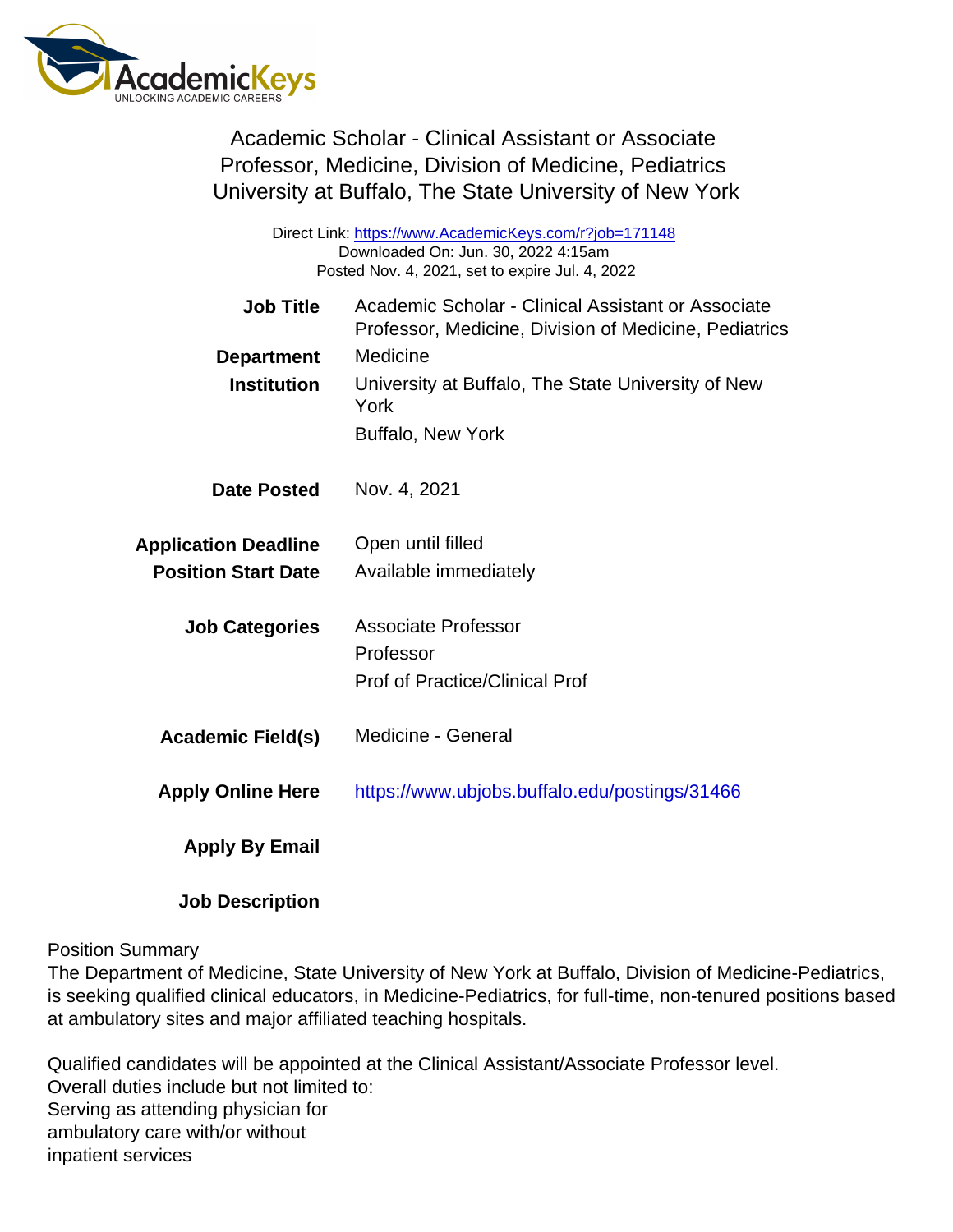# Academic Scholar - Clinical Assistant or Associate Professor, Medicine, Division of Medicine, Pediatrics
## University at Buffalo, The State University of New York

Direct Link: https://www.AcademicKeys.com/r?job=171148
Downloaded On: Jun. 30, 2022 4:15am
Posted Nov. 4, 2021, set to expire Jul. 4, 2022

**Job Title** Academic Scholar - Clinical Assistant or Associate Professor, Medicine, Division of Medicine, Pediatrics

**Department** Medicine

**Institution** University at Buffalo, The State University of New York
Buffalo, New York

**Date Posted** Nov. 4, 2021

**Application Deadline** Open until filled

**Position Start Date** Available immediately

**Job Categories** Associate Professor
Professor
Prof of Practice/Clinical Prof

**Academic Field(s)** Medicine - General

**Apply Online Here** https://www.ubjobs.buffalo.edu/postings/31466

**Apply By Email**

**Job Description**

Position Summary
The Department of Medicine, State University of New York at Buffalo, Division of Medicine-Pediatrics, is seeking qualified clinical educators, in Medicine-Pediatrics, for full-time, non-tenured positions based at ambulatory sites and major affiliated teaching hospitals.

Qualified candidates will be appointed at the Clinical Assistant/Associate Professor level.
Overall duties include but not limited to:
Serving as attending physician for
ambulatory care with/or without
inpatient services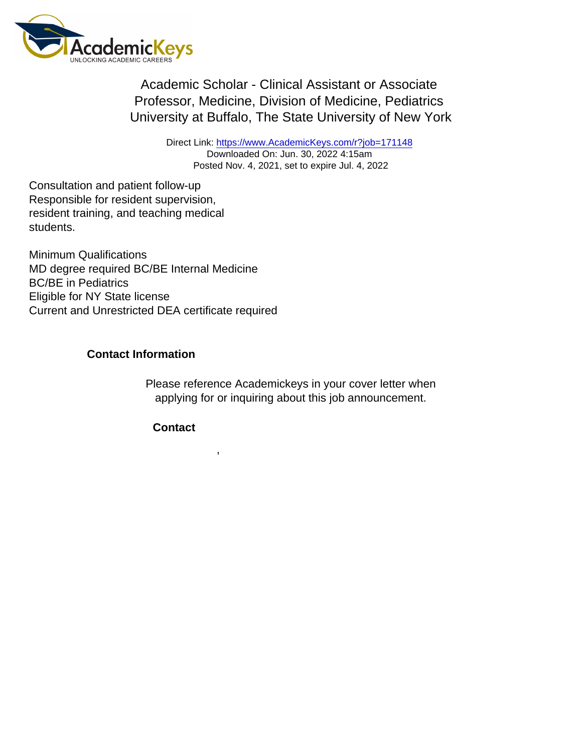# Academic Scholar - Clinical Assistant or Associate Professor, Medicine, Division of Medicine, Pediatrics
## University at Buffalo, The State University of New York

Direct Link: https://www.AcademicKeys.com/r?job=171148
Downloaded On: Jun. 30, 2022 4:15am
Posted Nov. 4, 2021, set to expire Jul. 4, 2022

Consultation and patient follow-up
Responsible for resident supervision, resident training, and teaching medical students.

Minimum Qualifications
MD degree required BC/BE Internal Medicine
BC/BE in Pediatrics
Eligible for NY State license
Current and Unrestricted DEA certificate required

### Contact Information

Please reference Academickeys in your cover letter when applying for or inquiring about this job announcement.

**Contact**

,